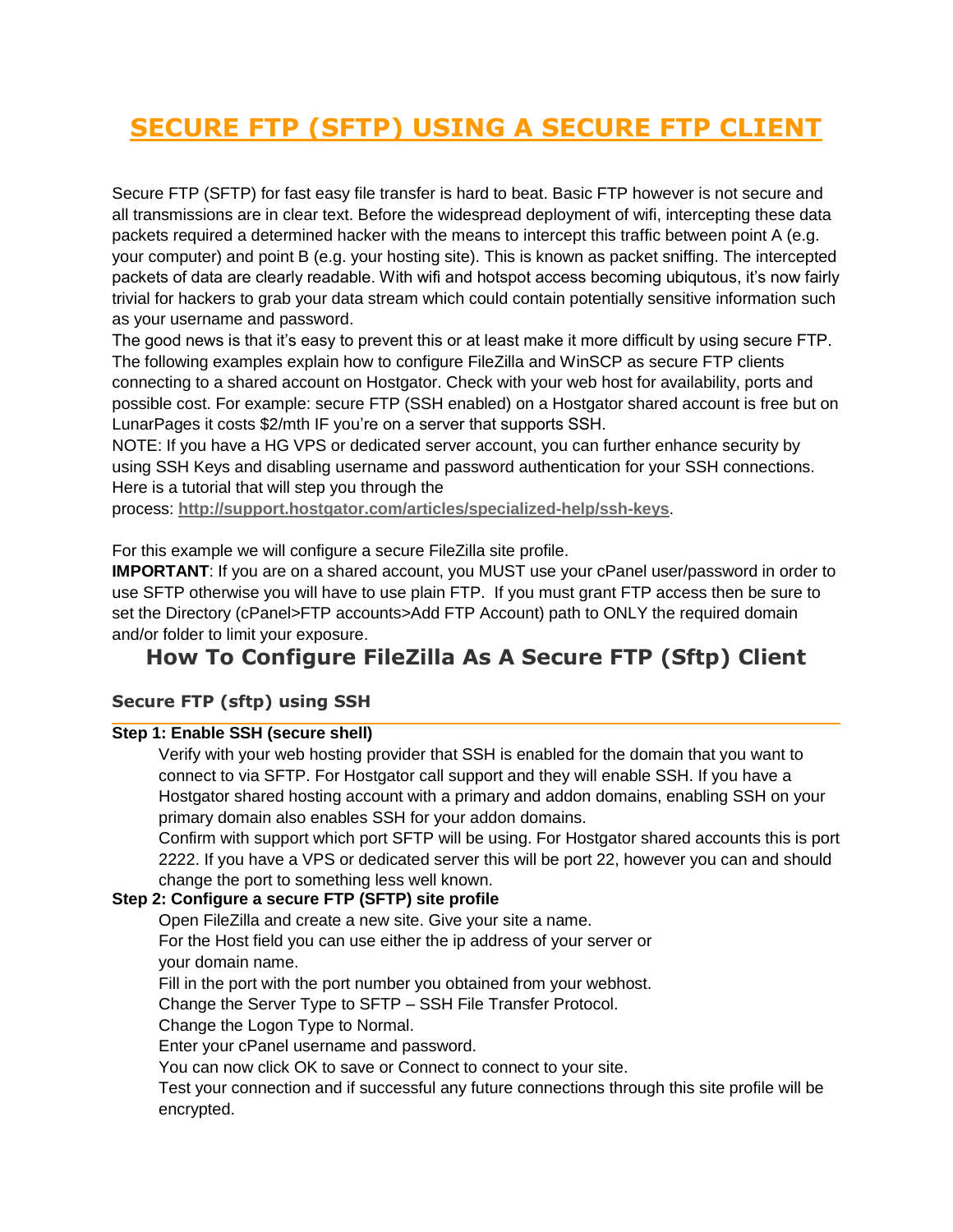# SECURE FTP (SFTP) USING A SECURE FTP CLIENT

Secure FTP (SFTP) for fast easy file transfer is hard to beat. Basic FTP however is not secure and all transmissions are in clear text. Before the widespread deployment of wifi, intercepting these data packets required a determined hacker with the means to intercept this traffic between point A (e.g. your computer) and point B (e.g. your hosting site). This is known as packet sniffing. The intercepted packets of data are clearly readable. With wifi and hotspot access becoming ubiqutous, it's now fairly trivial for hackers to grab your data stream which could contain potentially sensitive information such as your username and password.

The good news is that it's easy to prevent this or at least make it more difficult by using secure FTP. The following examples explain how to configure FileZilla and WinSCP as secure FTP clients connecting to a shared account on Hostgator. Check with your web host for availability, ports and possible cost. For example: secure FTP (SSH enabled) on a Hostgator shared account is free but on LunarPages it costs $2/mth IF you're on a server that supports SSH.

NOTE: If you have a HG VPS or dedicated server account, you can further enhance security by using SSH Keys and disabling username and password authentication for your SSH connections. Here is a tutorial that will step you through the process: **http://support.hostgator.com/articles/specialized-help/ssh-keys**.

For this example we will configure a secure FileZilla site profile.

**IMPORTANT**: If you are on a shared account, you MUST use your cPanel user/password in order to use SFTP otherwise you will have to use plain FTP. If you must grant FTP access then be sure to set the Directory (cPanel>FTP accounts>Add FTP Account) path to ONLY the required domain and/or folder to limit your exposure.

## How To Configure FileZilla As A Secure FTP (Sftp) Client

### Secure FTP (sftp) using SSH

**Step 1: Enable SSH (secure shell)**

Verify with your web hosting provider that SSH is enabled for the domain that you want to connect to via SFTP. For Hostgator call support and they will enable SSH. If you have a Hostgator shared hosting account with a primary and addon domains, enabling SSH on your primary domain also enables SSH for your addon domains.

Confirm with support which port SFTP will be using. For Hostgator shared accounts this is port 2222. If you have a VPS or dedicated server this will be port 22, however you can and should change the port to something less well known.

**Step 2: Configure a secure FTP (SFTP) site profile**

Open FileZilla and create a new site. Give your site a name.

For the Host field you can use either the ip address of your server or your domain name.

Fill in the port with the port number you obtained from your webhost.

Change the Server Type to SFTP – SSH File Transfer Protocol.

Change the Logon Type to Normal.

Enter your cPanel username and password.

You can now click OK to save or Connect to connect to your site.

Test your connection and if successful any future connections through this site profile will be encrypted.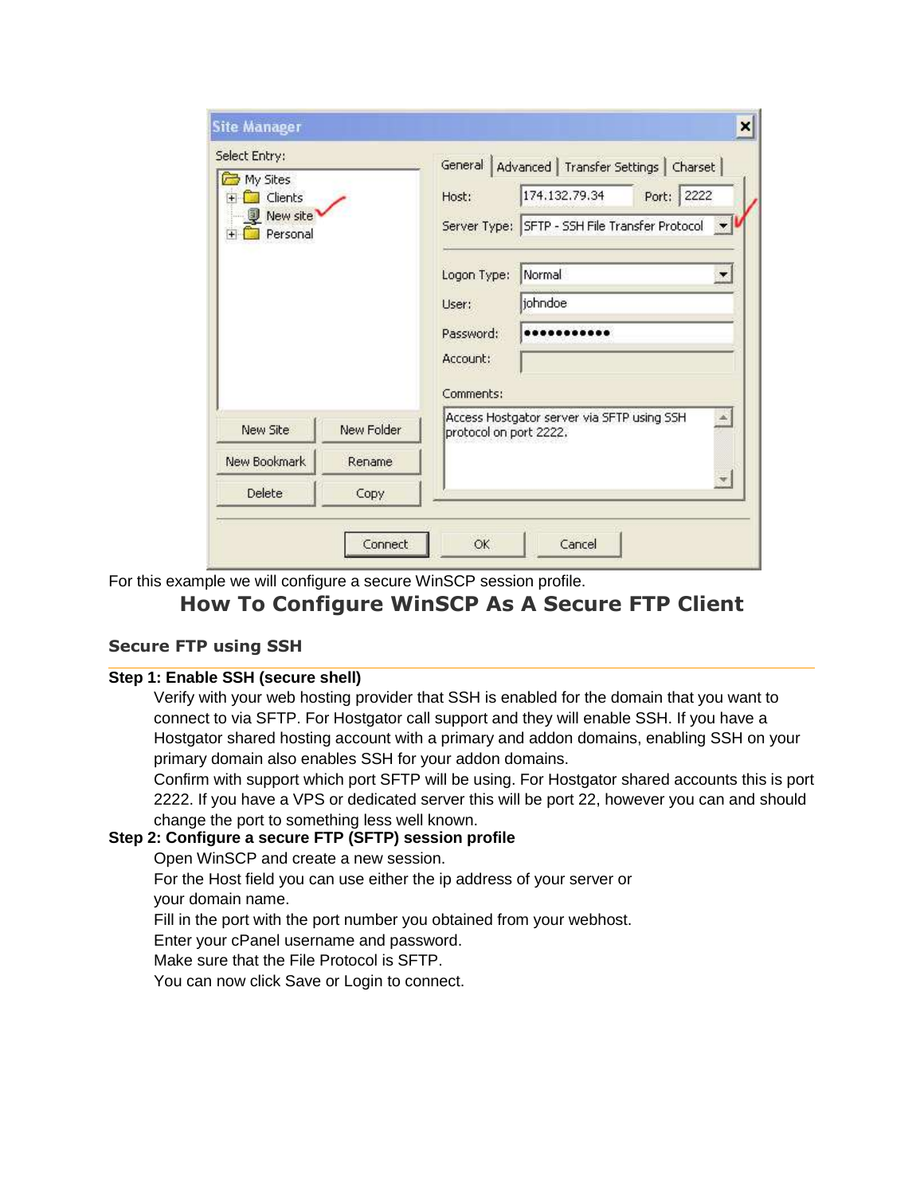For this example we will configure a secure WinSCP session profile.

# How To Configure WinSCP As A Secure FTP Client

### Secure FTP using SSH

**Step 1: Enable SSH (secure shell)**

Verify with your web hosting provider that SSH is enabled for the domain that you want to connect to via SFTP. For Hostgator call support and they will enable SSH. If you have a Hostgator shared hosting account with a primary and addon domains, enabling SSH on your primary domain also enables SSH for your addon domains.

Confirm with support which port SFTP will be using. For Hostgator shared accounts this is port 2222. If you have a VPS or dedicated server this will be port 22, however you can and should change the port to something less well known.

**Step 2: Configure a secure FTP (SFTP) session profile**

Open WinSCP and create a new session.

For the Host field you can use either the ip address of your server or your domain name.

Fill in the port with the port number you obtained from your webhost.

Enter your cPanel username and password.

Make sure that the File Protocol is SFTP.

You can now click Save or Login to connect.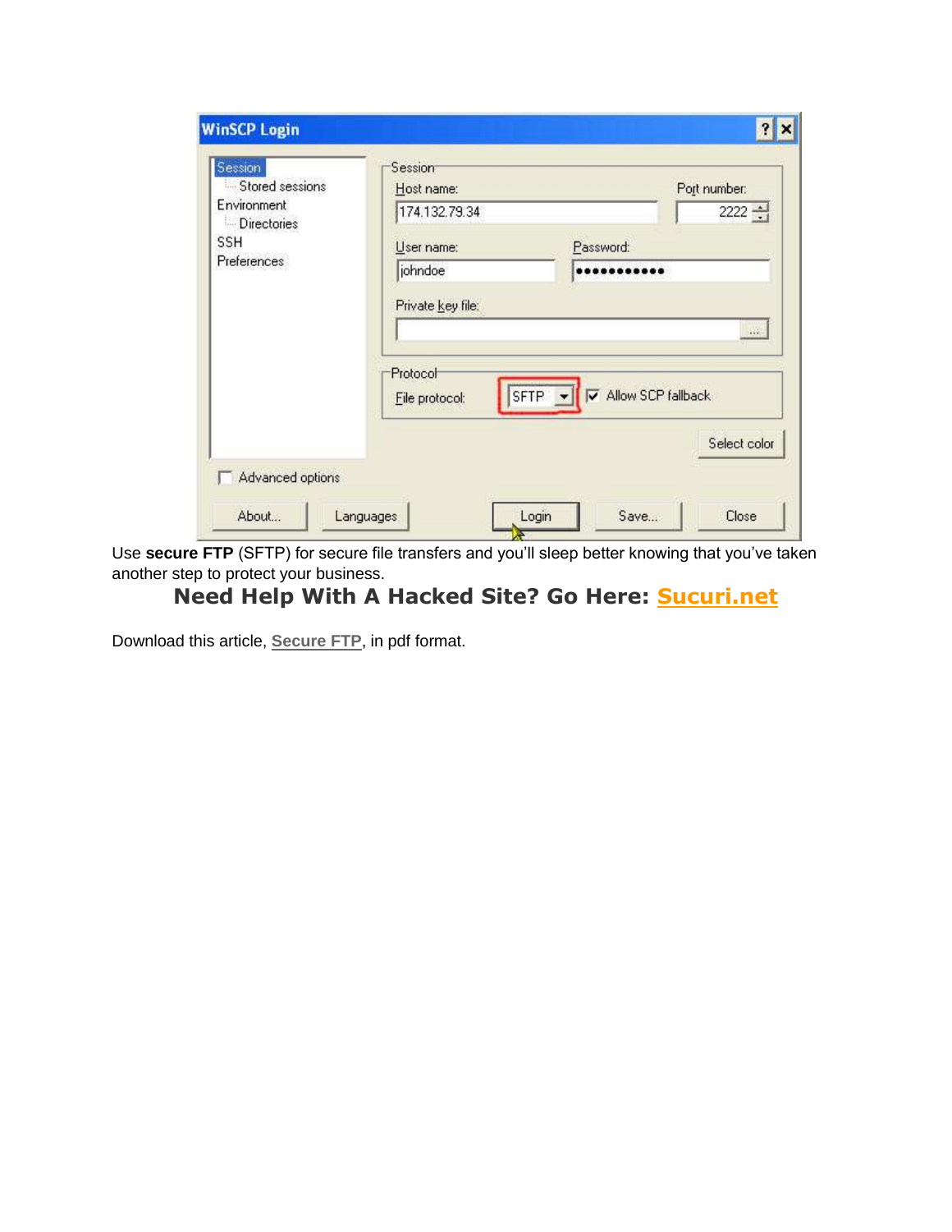Use **secure FTP** (SFTP) for secure file transfers and you'll sleep better knowing that you've taken another step to protect your business.

**Need Help With A Hacked Site? Go Here: Sucuri.net**

Download this article, **Secure FTP**, in pdf format.